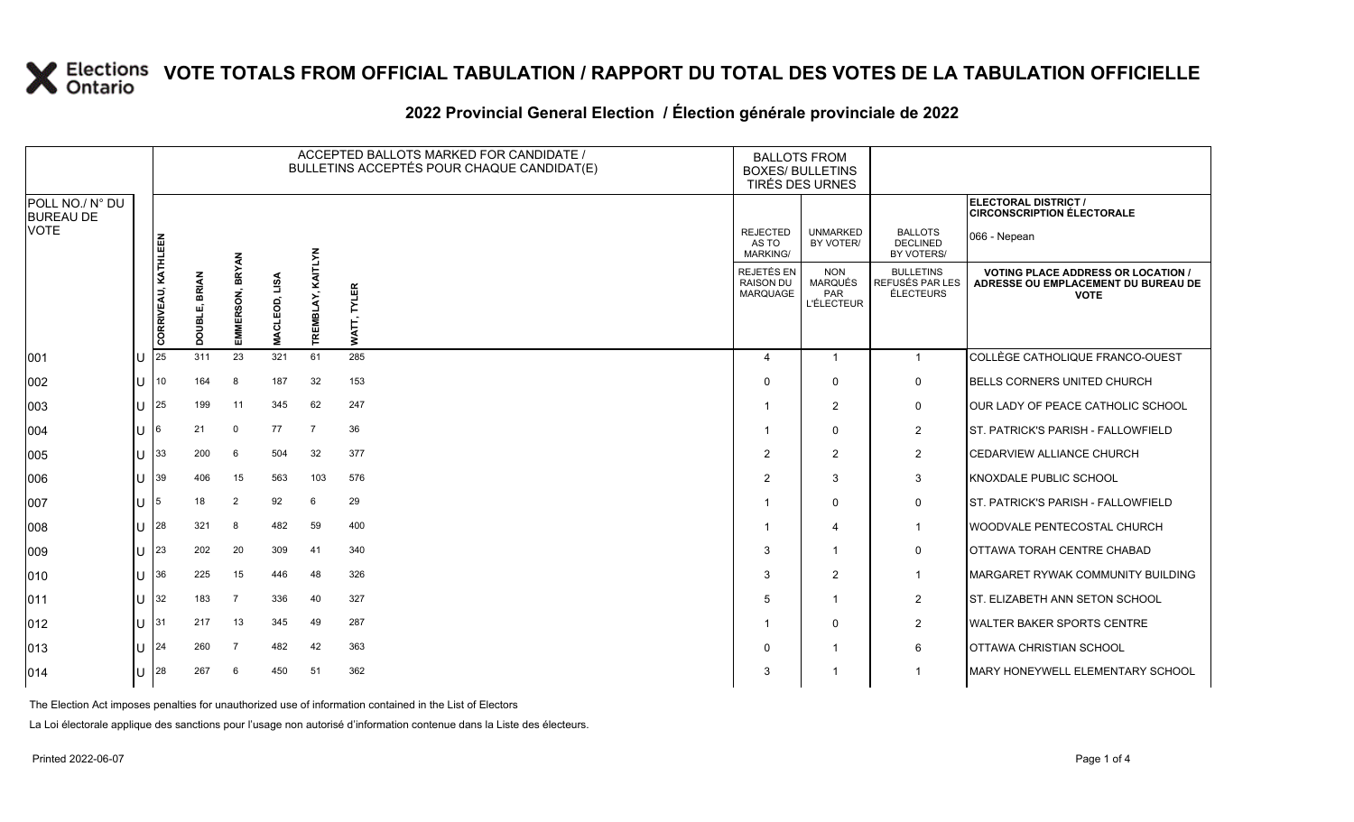# VOTE TOTALS FROM OFFICIAL TABULATION / RAPPORT DU TOTAL DES VOTES DE LA TABULATION OFFICIELLE

## 2022 Provincial General Election / Élection générale provinciale de 2022

| POLL NO./ N° DU BUREAU DE VOTE | | ACCEPTED BALLOTS MARKED FOR CANDIDATE / BULLETINS ACCEPTÉS POUR CHAQUE CANDIDAT(E) | | | | | | BALLOTS FROM BOXES/ BULLETINS TIRÉS DES URNES | | | ELECTORAL DISTRICT / CIRCONSCRIPTION ÉLECTORALE 066 - Nepean |
|---|---|---|---|---|---|---|---|---|---|---|---|
| | | CORRIVEAU, KATHLEEN | DOUBLE, BRIAN | EMMERSON, BRYAN | MACLEOD, LISA | TREMBLAY, KAITLYN | WATT, TYLER | REJECTED AS TO MARKING/ REJETÉS EN RAISON DU MARQUAGE | UNMARKED BY VOTER/ NON MARQUÉS PAR L'ÉLECTEUR | BALLOTS DECLINED BY VOTERS/ BULLETINS REFUSÉS PAR LES ÉLECTEURS | VOTING PLACE ADDRESS OR LOCATION / ADRESSE OU EMPLACEMENT DU BUREAU DE VOTE |
| 001 | U | 25 | 311 | 23 | 321 | 61 | 285 | 4 | 1 | 1 | COLLÈGE CATHOLIQUE FRANCO-OUEST |
| 002 | U | 10 | 164 | 8 | 187 | 32 | 153 | 0 | 0 | 0 | BELLS CORNERS UNITED CHURCH |
| 003 | U | 25 | 199 | 11 | 345 | 62 | 247 | 1 | 2 | 0 | OUR LADY OF PEACE CATHOLIC SCHOOL |
| 004 | U | 6 | 21 | 0 | 77 | 7 | 36 | 1 | 0 | 2 | ST. PATRICK'S PARISH - FALLOWFIELD |
| 005 | U | 33 | 200 | 6 | 504 | 32 | 377 | 2 | 2 | 2 | CEDARVIEW ALLIANCE CHURCH |
| 006 | U | 39 | 406 | 15 | 563 | 103 | 576 | 2 | 3 | 3 | KNOXDALE PUBLIC SCHOOL |
| 007 | U | 5 | 18 | 2 | 92 | 6 | 29 | 1 | 0 | 0 | ST. PATRICK'S PARISH - FALLOWFIELD |
| 008 | U | 28 | 321 | 8 | 482 | 59 | 400 | 1 | 4 | 1 | WOODVALE PENTECOSTAL CHURCH |
| 009 | U | 23 | 202 | 20 | 309 | 41 | 340 | 3 | 1 | 0 | OTTAWA TORAH CENTRE CHABAD |
| 010 | U | 36 | 225 | 15 | 446 | 48 | 326 | 3 | 2 | 1 | MARGARET RYWAK COMMUNITY BUILDING |
| 011 | U | 32 | 183 | 7 | 336 | 40 | 327 | 5 | 1 | 2 | ST. ELIZABETH ANN SETON SCHOOL |
| 012 | U | 31 | 217 | 13 | 345 | 49 | 287 | 1 | 0 | 2 | WALTER BAKER SPORTS CENTRE |
| 013 | U | 24 | 260 | 7 | 482 | 42 | 363 | 0 | 1 | 6 | OTTAWA CHRISTIAN SCHOOL |
| 014 | U | 28 | 267 | 6 | 450 | 51 | 362 | 3 | 1 | 1 | MARY HONEYWELL ELEMENTARY SCHOOL |

The Election Act imposes penalties for unauthorized use of information contained in the List of Electors

La Loi électorale applique des sanctions pour l'usage non autorisé d'information contenue dans la Liste des électeurs.

Printed 2022-06-07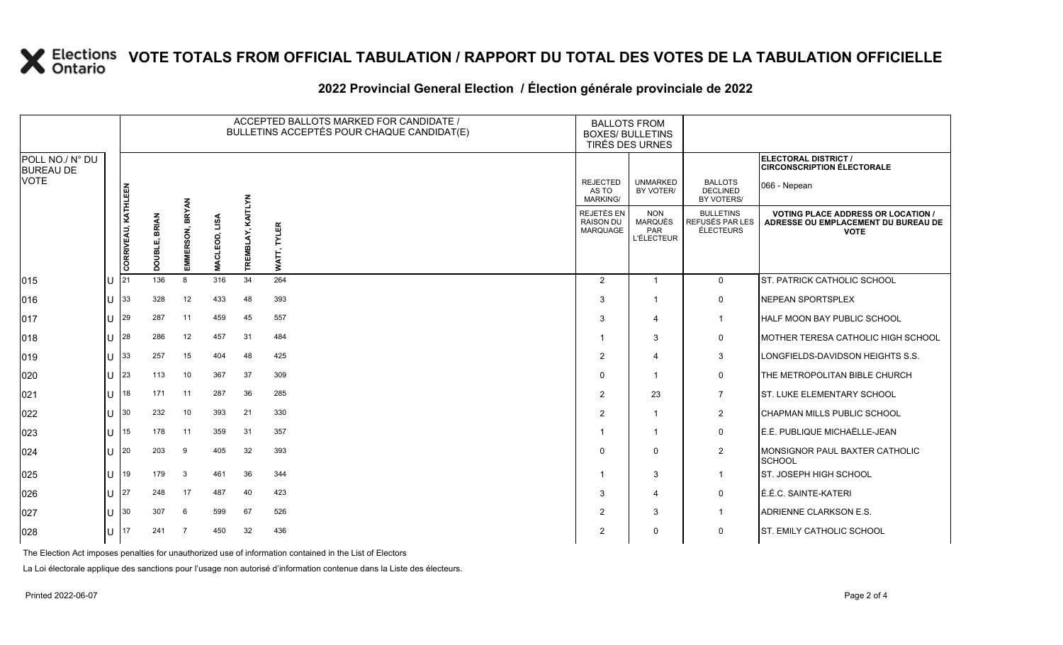# VOTE TOTALS FROM OFFICIAL TABULATION / RAPPORT DU TOTAL DES VOTES DE LA TABULATION OFFICIELLE

## 2022 Provincial General Election / Élection générale provinciale de 2022

| POLL NO./ N° DU BUREAU DE VOTE | | ACCEPTED BALLOTS MARKED FOR CANDIDATE / BULLETINS ACCEPTÉS POUR CHAQUE CANDIDAT(E) | | | | | | BALLOTS FROM BOXES/ BULLETINS TIRÉS DES URNES | | | ELECTORAL DISTRICT / CIRCONSCRIPTION ÉLECTORALE 066 - Nepean |
|---|---|---|---|---|---|---|---|---|---|---|---|
| | | CORRIVEAU, KATHLEEN | DOUBLE, BRIAN | EMMERSON, BRYAN | MACLEOD, LISA | TREMBLAY, KAITLYN | WATT, TYLER | REJECTED AS TO MARKING/ REJETÉS EN RAISON DU MARQUAGE | UNMARKED BY VOTER/ NON MARQUÉS PAR L'ÉLECTEUR | BALLOTS DECLINED BY VOTERS/ BULLETINS REFUSÉS PAR LES ÉLECTEURS | VOTING PLACE ADDRESS OR LOCATION / ADRESSE OU EMPLACEMENT DU BUREAU DE VOTE |
| 015 | U | 21 | 136 | 8 | 316 | 34 | 264 | 2 | 1 | 0 | ST. PATRICK CATHOLIC SCHOOL |
| 016 | U | 33 | 328 | 12 | 433 | 48 | 393 | 3 | 1 | 0 | NEPEAN SPORTSPLEX |
| 017 | U | 29 | 287 | 11 | 459 | 45 | 557 | 3 | 4 | 1 | HALF MOON BAY PUBLIC SCHOOL |
| 018 | U | 28 | 286 | 12 | 457 | 31 | 484 | 1 | 3 | 0 | MOTHER TERESA CATHOLIC HIGH SCHOOL |
| 019 | U | 33 | 257 | 15 | 404 | 48 | 425 | 2 | 4 | 3 | LONGFIELDS-DAVIDSON HEIGHTS S.S. |
| 020 | U | 23 | 113 | 10 | 367 | 37 | 309 | 0 | 1 | 0 | THE METROPOLITAN BIBLE CHURCH |
| 021 | U | 18 | 171 | 11 | 287 | 36 | 285 | 2 | 23 | 7 | ST. LUKE ELEMENTARY SCHOOL |
| 022 | U | 30 | 232 | 10 | 393 | 21 | 330 | 2 | 1 | 2 | CHAPMAN MILLS PUBLIC SCHOOL |
| 023 | U | 15 | 178 | 11 | 359 | 31 | 357 | 1 | 1 | 0 | É.É. PUBLIQUE MICHAËLLE-JEAN |
| 024 | U | 20 | 203 | 9 | 405 | 32 | 393 | 0 | 0 | 2 | MONSIGNOR PAUL BAXTER CATHOLIC SCHOOL |
| 025 | U | 19 | 179 | 3 | 461 | 36 | 344 | 1 | 3 | 1 | ST. JOSEPH HIGH SCHOOL |
| 026 | U | 27 | 248 | 17 | 487 | 40 | 423 | 3 | 4 | 0 | É.É.C. SAINTE-KATERI |
| 027 | U | 30 | 307 | 6 | 599 | 67 | 526 | 2 | 3 | 1 | ADRIENNE CLARKSON E.S. |
| 028 | U | 17 | 241 | 7 | 450 | 32 | 436 | 2 | 0 | 0 | ST. EMILY CATHOLIC SCHOOL |

The Election Act imposes penalties for unauthorized use of information contained in the List of Electors

La Loi électorale applique des sanctions pour l'usage non autorisé d'information contenue dans la Liste des électeurs.

Printed 2022-06-07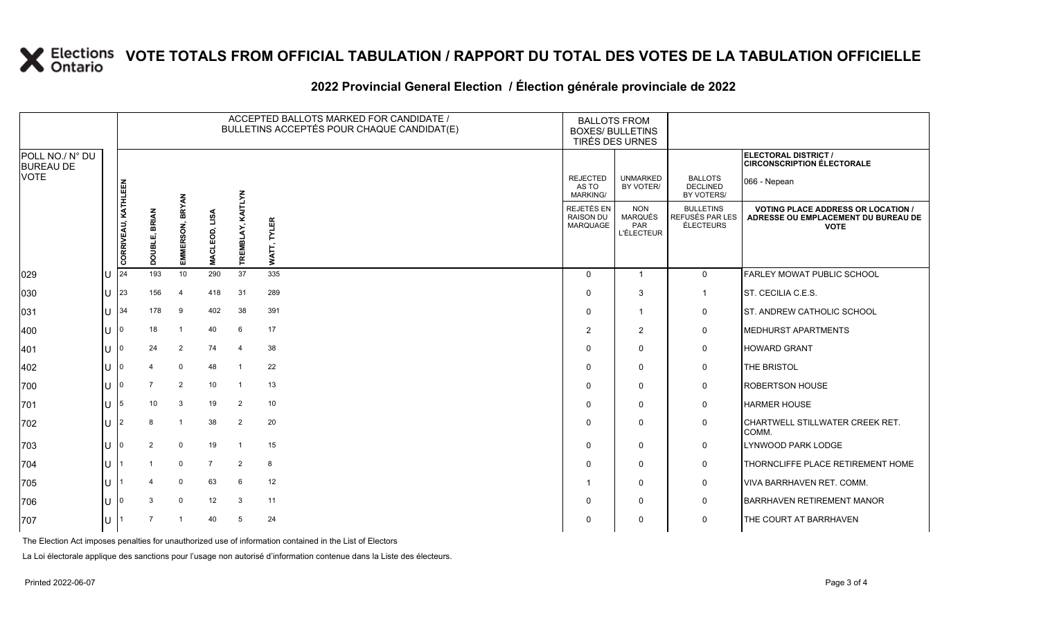# VOTE TOTALS FROM OFFICIAL TABULATION / RAPPORT DU TOTAL DES VOTES DE LA TABULATION OFFICIELLE

## 2022 Provincial General Election / Élection générale provinciale de 2022

| POLL NO./ N° DU BUREAU DE VOTE | | CORRIVEAU, KATHLEEN | DOUBLE, BRIAN | EMMERSON, BRYAN | MACLEOD, LISA | TREMBLAY, KAITLYN | WATT, TYLER | REJECTED AS TO MARKING/ REJETÉS EN RAISON DU MARQUAGE | UNMARKED BY VOTER/ NON MARQUÉS PAR L'ÉLECTEUR | BALLOTS DECLINED BY VOTERS/ BULLETINS REFUSÉS PAR LES ÉLECTEURS | ELECTORAL DISTRICT / CIRCONSCRIPTION ÉLECTORALE: 066 - Nepean — VOTING PLACE ADDRESS OR LOCATION / ADRESSE OU EMPLACEMENT DU BUREAU DE VOTE |
|---|---|---|---|---|---|---|---|---|---|---|---|
| 029 | U | 24 | 193 | 10 | 290 | 37 | 335 | 0 | 1 | 0 | FARLEY MOWAT PUBLIC SCHOOL |
| 030 | U | 23 | 156 | 4 | 418 | 31 | 289 | 0 | 3 | 1 | ST. CECILIA C.E.S. |
| 031 | U | 34 | 178 | 9 | 402 | 38 | 391 | 0 | 1 | 0 | ST. ANDREW CATHOLIC SCHOOL |
| 400 | U | 0 | 18 | 1 | 40 | 6 | 17 | 2 | 2 | 0 | MEDHURST APARTMENTS |
| 401 | U | 0 | 24 | 2 | 74 | 4 | 38 | 0 | 0 | 0 | HOWARD GRANT |
| 402 | U | 0 | 4 | 0 | 48 | 1 | 22 | 0 | 0 | 0 | THE BRISTOL |
| 700 | U | 0 | 7 | 2 | 10 | 1 | 13 | 0 | 0 | 0 | ROBERTSON HOUSE |
| 701 | U | 5 | 10 | 3 | 19 | 2 | 10 | 0 | 0 | 0 | HARMER HOUSE |
| 702 | U | 2 | 8 | 1 | 38 | 2 | 20 | 0 | 0 | 0 | CHARTWELL STILLWATER CREEK RET. COMM. |
| 703 | U | 0 | 2 | 0 | 19 | 1 | 15 | 0 | 0 | 0 | LYNWOOD PARK LODGE |
| 704 | U | 1 | 1 | 0 | 7 | 2 | 8 | 0 | 0 | 0 | THORNCLIFFE PLACE RETIREMENT HOME |
| 705 | U | 1 | 4 | 0 | 63 | 6 | 12 | 1 | 0 | 0 | VIVA BARRHAVEN RET. COMM. |
| 706 | U | 0 | 3 | 0 | 12 | 3 | 11 | 0 | 0 | 0 | BARRHAVEN RETIREMENT MANOR |
| 707 | U | 1 | 7 | 1 | 40 | 5 | 24 | 0 | 0 | 0 | THE COURT AT BARRHAVEN |

The Election Act imposes penalties for unauthorized use of information contained in the List of Electors

La Loi électorale applique des sanctions pour l'usage non autorisé d'information contenue dans la Liste des électeurs.

Printed 2022-06-07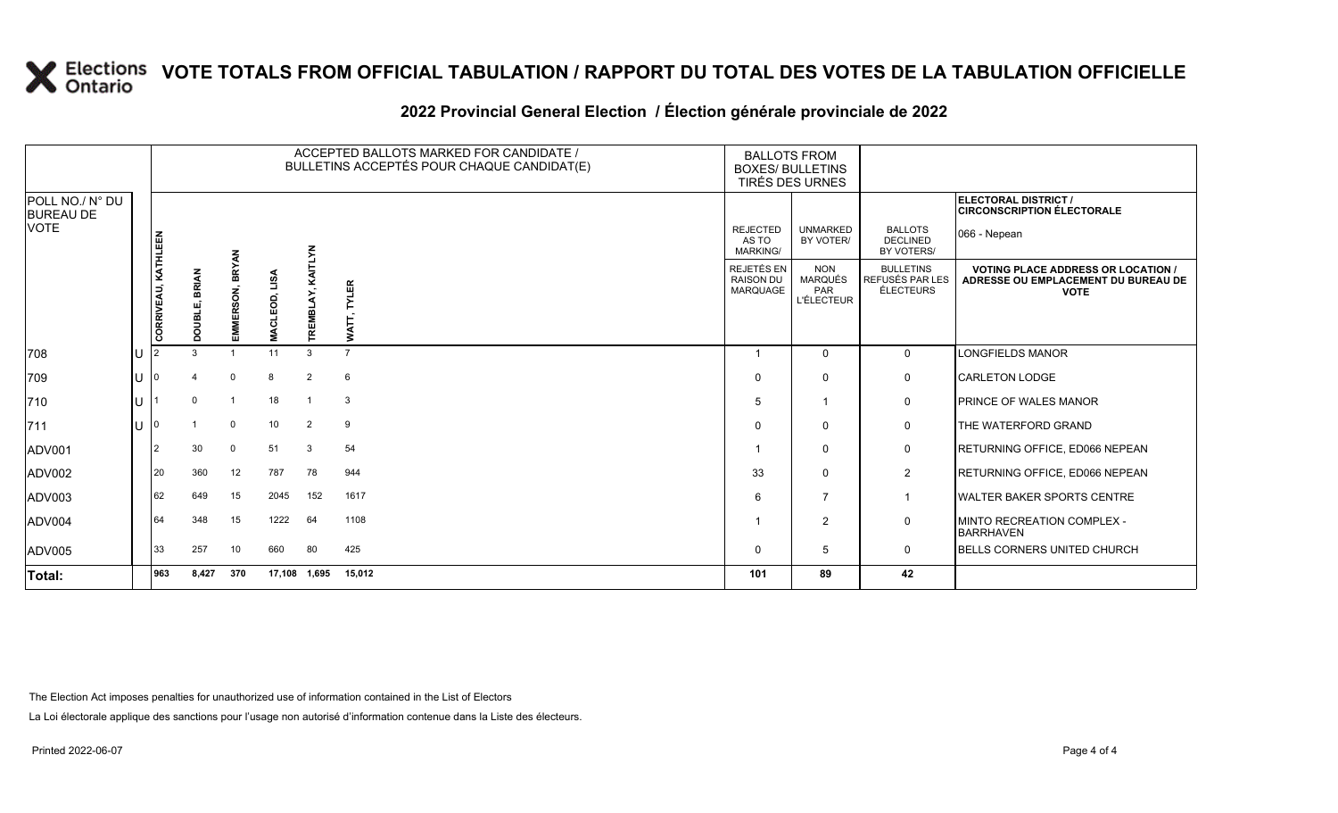# VOTE TOTALS FROM OFFICIAL TABULATION / RAPPORT DU TOTAL DES VOTES DE LA TABULATION OFFICIELLE

## 2022 Provincial General Election / Élection générale provinciale de 2022

| POLL NO./ N° DU BUREAU DE VOTE | | ACCEPTED BALLOTS MARKED FOR CANDIDATE / BULLETINS ACCEPTÉS POUR CHAQUE CANDIDAT(E) | | | | | | BALLOTS FROM BOXES/ BULLETINS TIRÉS DES URNES | | | ELECTORAL DISTRICT / CIRCONSCRIPTION ÉLECTORALE 066 - Nepean |
|---|---|---|---|---|---|---|---|---|---|---|---|
| | | CORRIVEAU, KATHLEEN | DOUBLE, BRIAN | EMMERSON, BRYAN | MACLEOD, LISA | TREMBLAY, KAITLYN | WATT, TYLER | REJECTED AS TO MARKING/ REJETÉS EN RAISON DU MARQUAGE | UNMARKED BY VOTER/ NON MARQUÉS PAR L'ÉLECTEUR | BALLOTS DECLINED BY VOTERS/ BULLETINS REFUSÉS PAR LES ÉLECTEURS | VOTING PLACE ADDRESS OR LOCATION / ADRESSE OU EMPLACEMENT DU BUREAU DE VOTE |
| 708 | U | 2 | 3 | 1 | 11 | 3 | 7 | 1 | 0 | 0 | LONGFIELDS MANOR |
| 709 | U | 0 | 4 | 0 | 8 | 2 | 6 | 0 | 0 | 0 | CARLETON LODGE |
| 710 | U | 1 | 0 | 1 | 18 | 1 | 3 | 5 | 1 | 0 | PRINCE OF WALES MANOR |
| 711 | U | 0 | 1 | 0 | 10 | 2 | 9 | 0 | 0 | 0 | THE WATERFORD GRAND |
| ADV001 | | 2 | 30 | 0 | 51 | 3 | 54 | 1 | 0 | 0 | RETURNING OFFICE, ED066 NEPEAN |
| ADV002 | | 20 | 360 | 12 | 787 | 78 | 944 | 33 | 0 | 2 | RETURNING OFFICE, ED066 NEPEAN |
| ADV003 | | 62 | 649 | 15 | 2045 | 152 | 1617 | 6 | 7 | 1 | WALTER BAKER SPORTS CENTRE |
| ADV004 | | 64 | 348 | 15 | 1222 | 64 | 1108 | 1 | 2 | 0 | MINTO RECREATION COMPLEX - BARRHAVEN |
| ADV005 | | 33 | 257 | 10 | 660 | 80 | 425 | 0 | 5 | 0 | BELLS CORNERS UNITED CHURCH |
| **Total:** | | **963** | **8,427** | **370** | **17,108** | **1,695** | **15,012** | **101** | **89** | **42** | |

The Election Act imposes penalties for unauthorized use of information contained in the List of Electors

La Loi électorale applique des sanctions pour l'usage non autorisé d'information contenue dans la Liste des électeurs.

Printed 2022-06-07